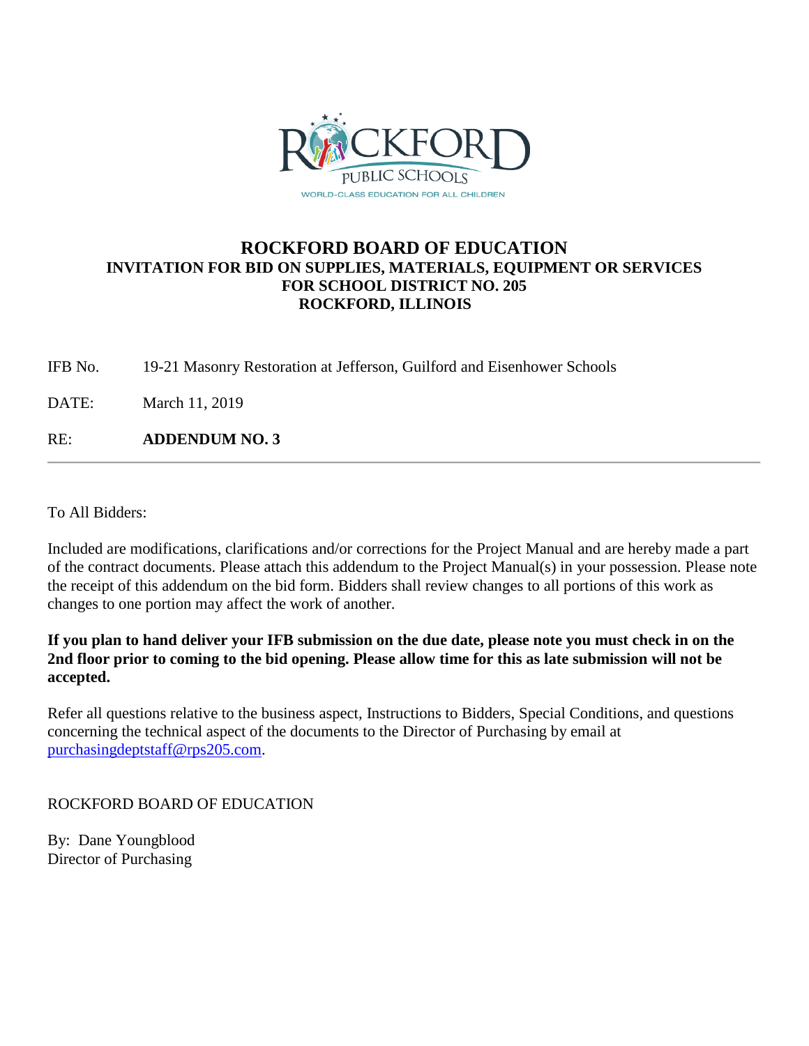ROCKFORD PUBLIC SCHOOLS

WORLD-CLASS EDUCATION FOR ALL CHILDREN

# ROCKFORD BOARD OF EDUCATION

## INVITATION FOR BID ON SUPPLIES, MATERIALS, EQUIPMENT OR SERVICES FOR SCHOOL DISTRICT NO. 205 ROCKFORD, ILLINOIS

IFB No. 19-21 Masonry Restoration at Jefferson, Guilford and Eisenhower Schools

DATE: March 11, 2019

RE: **ADDENDUM NO. 3**

---

To All Bidders:

Included are modifications, clarifications and/or corrections for the Project Manual and are hereby made a part of the contract documents. Please attach this addendum to the Project Manual(s) in your possession. Please note the receipt of this addendum on the bid form. Bidders shall review changes to all portions of this work as changes to one portion may affect the work of another.

**If you plan to hand deliver your IFB submission on the due date, please note you must check in on the 2nd floor prior to coming to the bid opening. Please allow time for this as late submission will not be accepted.**

Refer all questions relative to the business aspect, Instructions to Bidders, Special Conditions, and questions concerning the technical aspect of the documents to the Director of Purchasing by email at purchasingdeptstaff@rps205.com.

ROCKFORD BOARD OF EDUCATION

By: Dane Youngblood
Director of Purchasing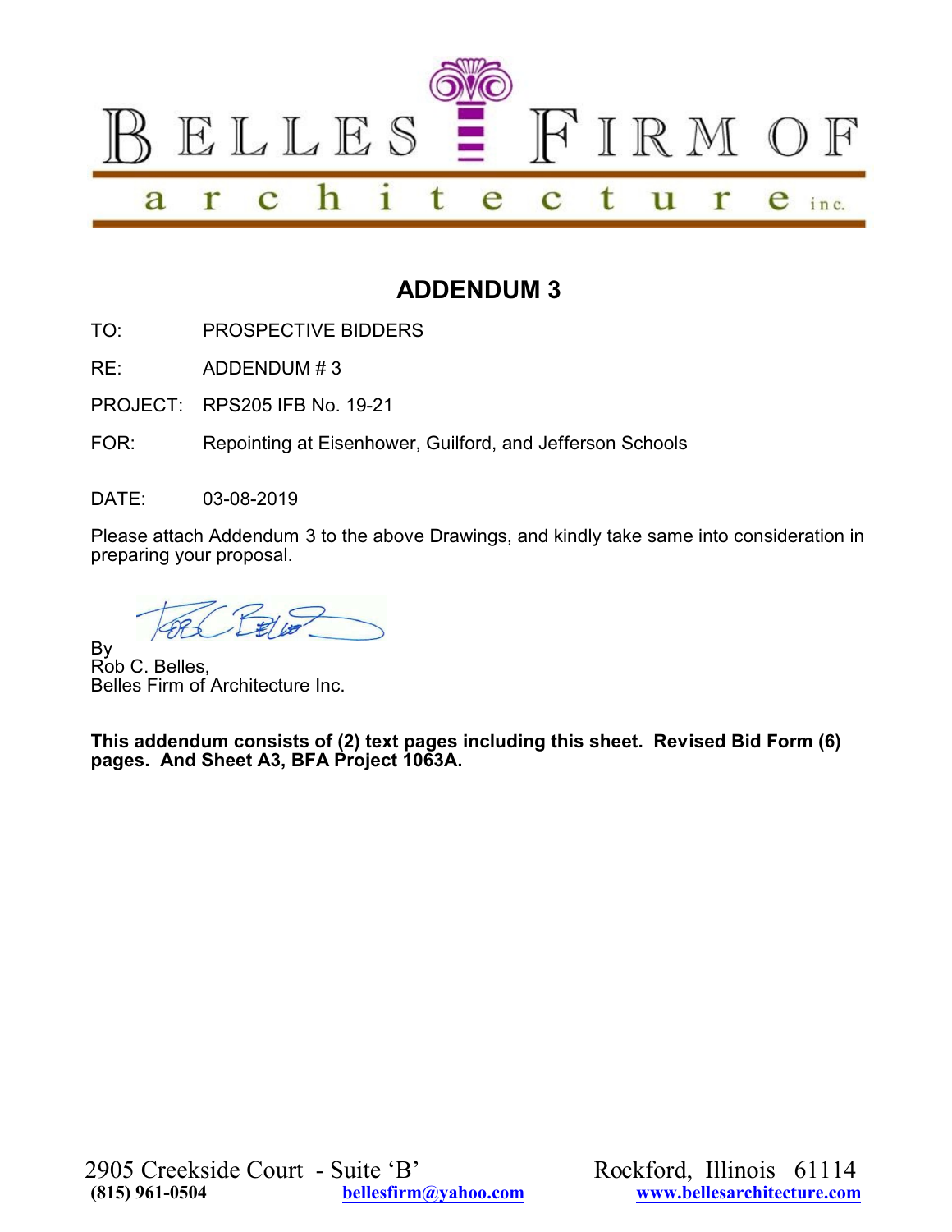# BELLES FIRM OF architecture inc.

## ADDENDUM 3

TO: PROSPECTIVE BIDDERS

RE: ADDENDUM # 3

PROJECT: RPS205 IFB No. 19-21

FOR: Repointing at Eisenhower, Guilford, and Jefferson Schools

DATE: 03-08-2019

Please attach Addendum 3 to the above Drawings, and kindly take same into consideration in preparing your proposal.

By
Rob C. Belles,
Belles Firm of Architecture Inc.

**This addendum consists of (2) text pages including this sheet. Revised Bid Form (6) pages. And Sheet A3, BFA Project 1063A.**

2905 Creekside Court - Suite 'B' Rockford, Illinois 61114
(815) 961-0504 bellesfirm@yahoo.com www.bellesarchitecture.com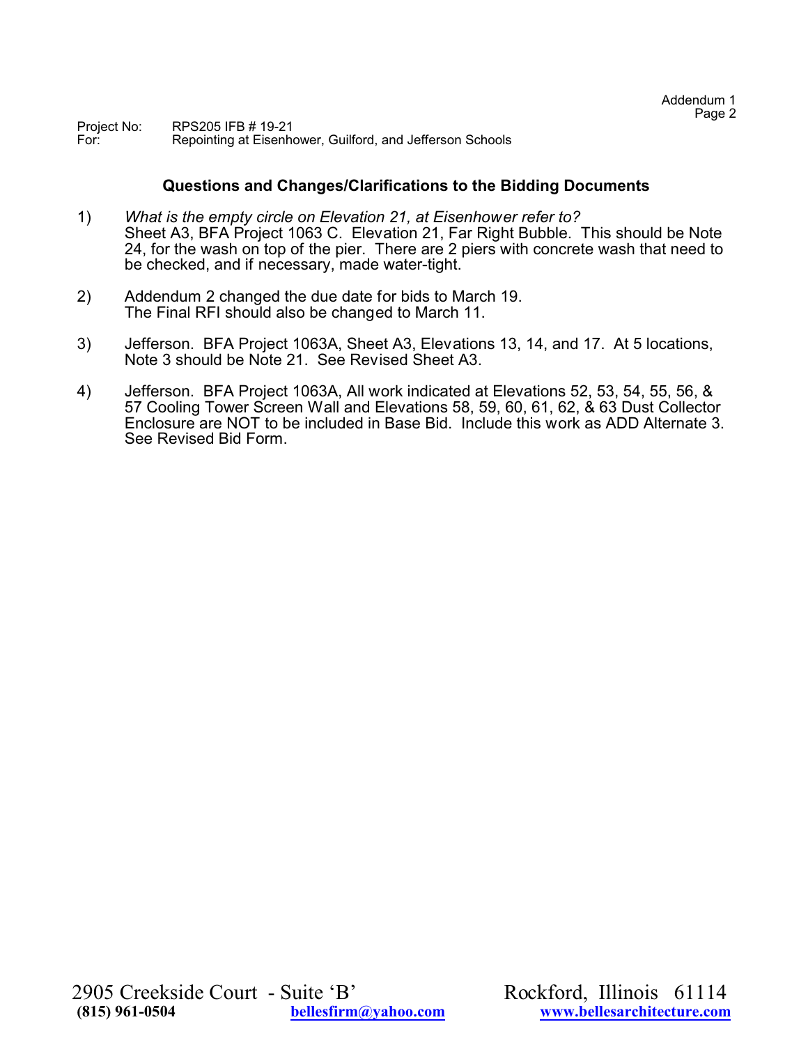Project No: RPS205 IFB # 19-21
For: Repointing at Eisenhower, Guilford, and Jefferson Schools

## Questions and Changes/Clarifications to the Bidding Documents

1) *What is the empty circle on Elevation 21, at Eisenhower refer to?*
Sheet A3, BFA Project 1063 C. Elevation 21, Far Right Bubble. This should be Note 24, for the wash on top of the pier. There are 2 piers with concrete wash that need to be checked, and if necessary, made water-tight.

2) Addendum 2 changed the due date for bids to March 19.
The Final RFI should also be changed to March 11.

3) Jefferson. BFA Project 1063A, Sheet A3, Elevations 13, 14, and 17. At 5 locations, Note 3 should be Note 21. See Revised Sheet A3.

4) Jefferson. BFA Project 1063A, All work indicated at Elevations 52, 53, 54, 55, 56, & 57 Cooling Tower Screen Wall and Elevations 58, 59, 60, 61, 62, & 63 Dust Collector Enclosure are NOT to be included in Base Bid. Include this work as ADD Alternate 3. See Revised Bid Form.

2905 Creekside Court - Suite 'B' Rockford, Illinois 61114
**(815) 961-0504** **bellesfirm@yahoo.com** **www.bellesarchitecture.com**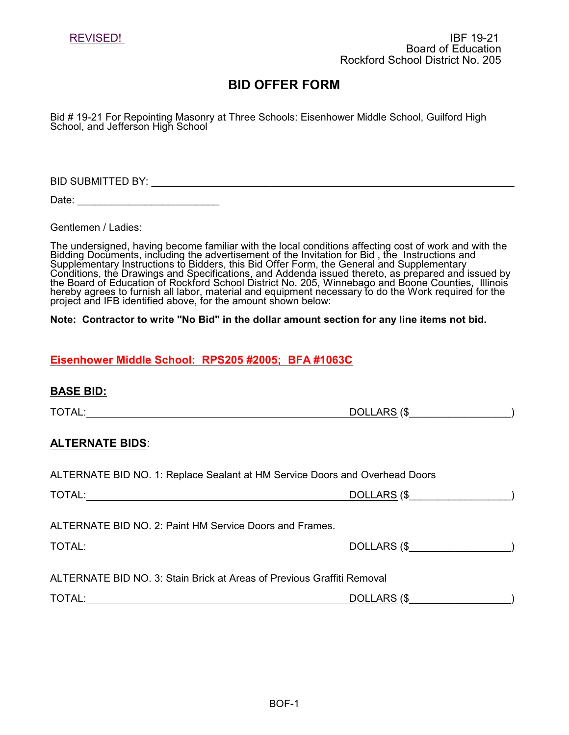REVISED!

IBF 19-21
Board of Education
Rockford School District No. 205

# BID OFFER FORM

Bid # 19-21 For Repointing Masonry at Three Schools: Eisenhower Middle School, Guilford High School, and Jefferson High School

BID SUBMITTED BY: ___________________________________________________________

Date: _________________________

Gentlemen / Ladies:

The undersigned, having become familiar with the local conditions affecting cost of work and with the Bidding Documents, including the advertisement of the Invitation for Bid , the Instructions and Supplementary Instructions to Bidders, this Bid Offer Form, the General and Supplementary Conditions, the Drawings and Specifications, and Addenda issued thereto, as prepared and issued by the Board of Education of Rockford School District No. 205, Winnebago and Boone Counties, Illinois hereby agrees to furnish all labor, material and equipment necessary to do the Work required for the project and IFB identified above, for the amount shown below:

**Note: Contractor to write "No Bid" in the dollar amount section for any line items not bid.**

## Eisenhower Middle School: RPS205 #2005; BFA #1063C

### BASE BID:

TOTAL:_____________________________________________ DOLLARS ($_________________)

### ALTERNATE BIDS:

ALTERNATE BID NO. 1: Replace Sealant at HM Service Doors and Overhead Doors

TOTAL:_____________________________________________ DOLLARS ($_________________)

ALTERNATE BID NO. 2: Paint HM Service Doors and Frames.

TOTAL:_____________________________________________ DOLLARS ($_________________)

ALTERNATE BID NO. 3: Stain Brick at Areas of Previous Graffiti Removal

TOTAL:_____________________________________________ DOLLARS ($_________________)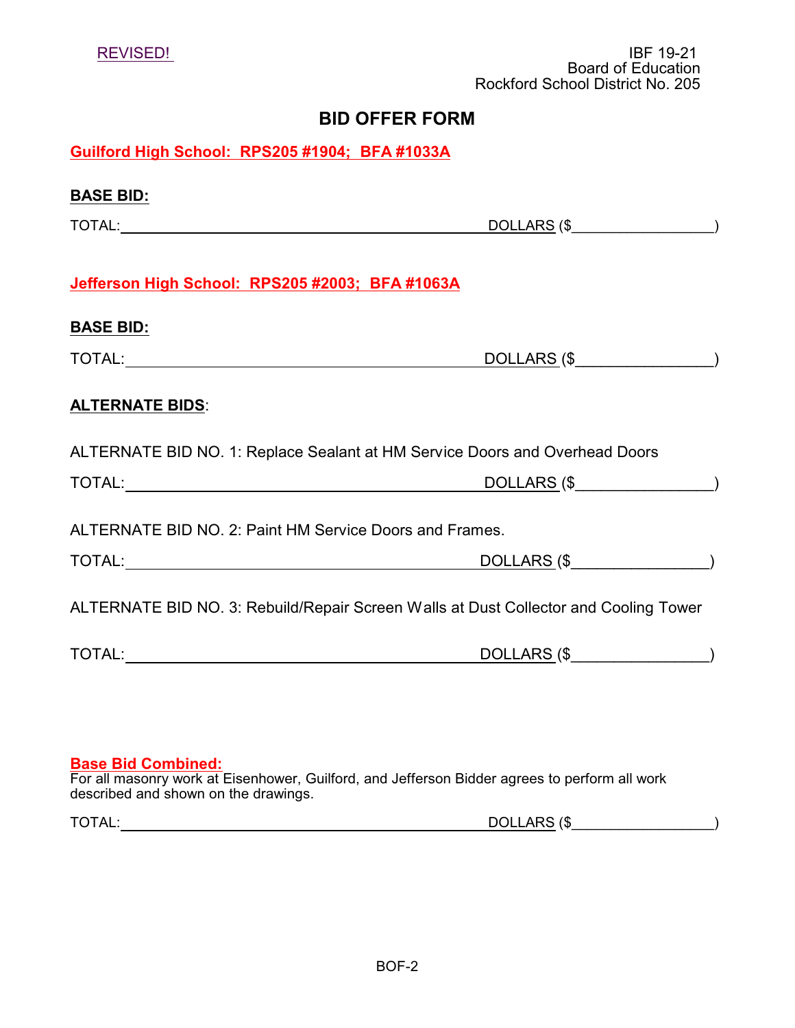REVISED!

IBF 19-21
Board of Education
Rockford School District No. 205

# BID OFFER FORM

**Guilford High School: RPS205 #1904; BFA #1033A**

**BASE BID:**

TOTAL:______________________________________________ DOLLARS ($_________________)

**Jefferson High School: RPS205 #2003; BFA #1063A**

**BASE BID:**

TOTAL:______________________________________________ DOLLARS ($________________)

**ALTERNATE BIDS**:

ALTERNATE BID NO. 1: Replace Sealant at HM Service Doors and Overhead Doors

TOTAL:______________________________________________ DOLLARS ($________________)

ALTERNATE BID NO. 2: Paint HM Service Doors and Frames.

TOTAL:______________________________________________ DOLLARS ($________________)

ALTERNATE BID NO. 3: Rebuild/Repair Screen Walls at Dust Collector and Cooling Tower

TOTAL:______________________________________________ DOLLARS ($________________)

**Base Bid Combined:**

For all masonry work at Eisenhower, Guilford, and Jefferson Bidder agrees to perform all work described and shown on the drawings.

TOTAL:______________________________________________ DOLLARS ($_________________)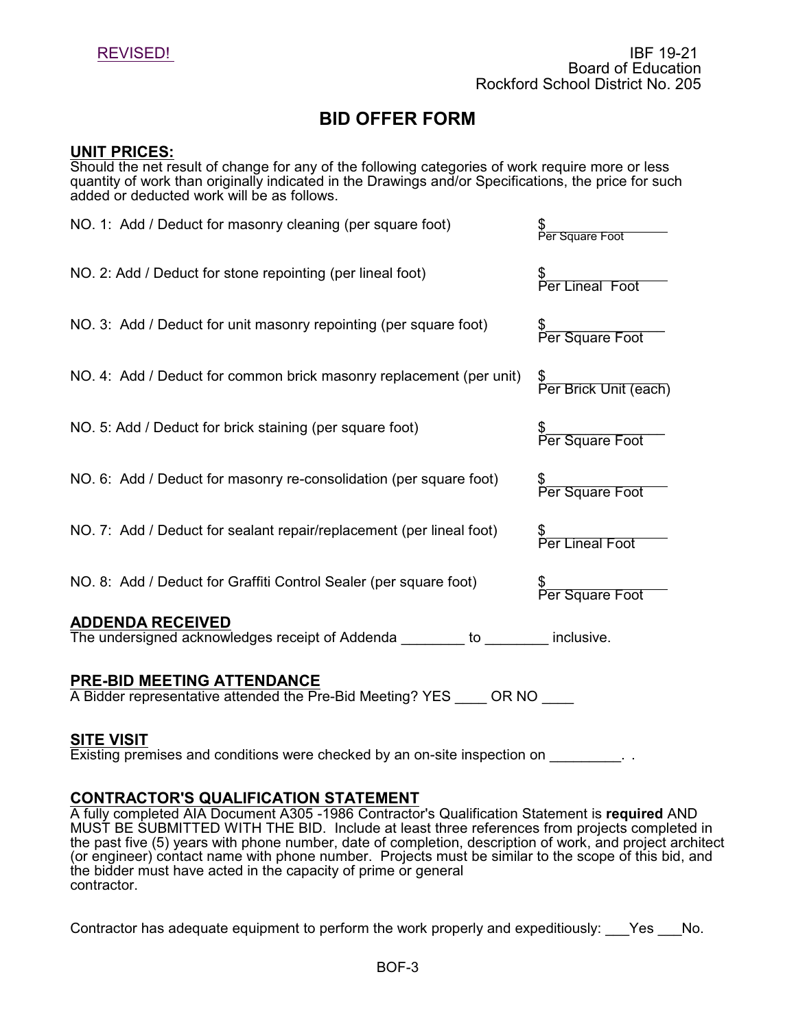REVISED!

IBF 19-21
Board of Education
Rockford School District No. 205

# BID OFFER FORM

**UNIT PRICES:**
Should the net result of change for any of the following categories of work require more or less quantity of work than originally indicated in the Drawings and/or Specifications, the price for such added or deducted work will be as follows.

NO. 1: Add / Deduct for masonry cleaning (per square foot) $________________ Per Square Foot

NO. 2: Add / Deduct for stone repointing (per lineal foot) $________________ Per Lineal Foot

NO. 3: Add / Deduct for unit masonry repointing (per square foot) $________________ Per Square Foot

NO. 4: Add / Deduct for common brick masonry replacement (per unit) $________________ Per Brick Unit (each)

NO. 5: Add / Deduct for brick staining (per square foot) $________________ Per Square Foot

NO. 6: Add / Deduct for masonry re-consolidation (per square foot) $________________ Per Square Foot

NO. 7: Add / Deduct for sealant repair/replacement (per lineal foot) $________________ Per Lineal Foot

NO. 8: Add / Deduct for Graffiti Control Sealer (per square foot) $________________ Per Square Foot

**ADDENDA RECEIVED**
The undersigned acknowledges receipt of Addenda ________ to ________ inclusive.

**PRE-BID MEETING ATTENDANCE**
A Bidder representative attended the Pre-Bid Meeting? YES ____ OR NO ____

**SITE VISIT**
Existing premises and conditions were checked by an on-site inspection on _________. .

**CONTRACTOR'S QUALIFICATION STATEMENT**
A fully completed AIA Document A305 -1986 Contractor's Qualification Statement is **required** AND MUST BE SUBMITTED WITH THE BID. Include at least three references from projects completed in the past five (5) years with phone number, date of completion, description of work, and project architect (or engineer) contact name with phone number. Projects must be similar to the scope of this bid, and the bidder must have acted in the capacity of prime or general contractor.

Contractor has adequate equipment to perform the work properly and expeditiously: ___Yes ___No.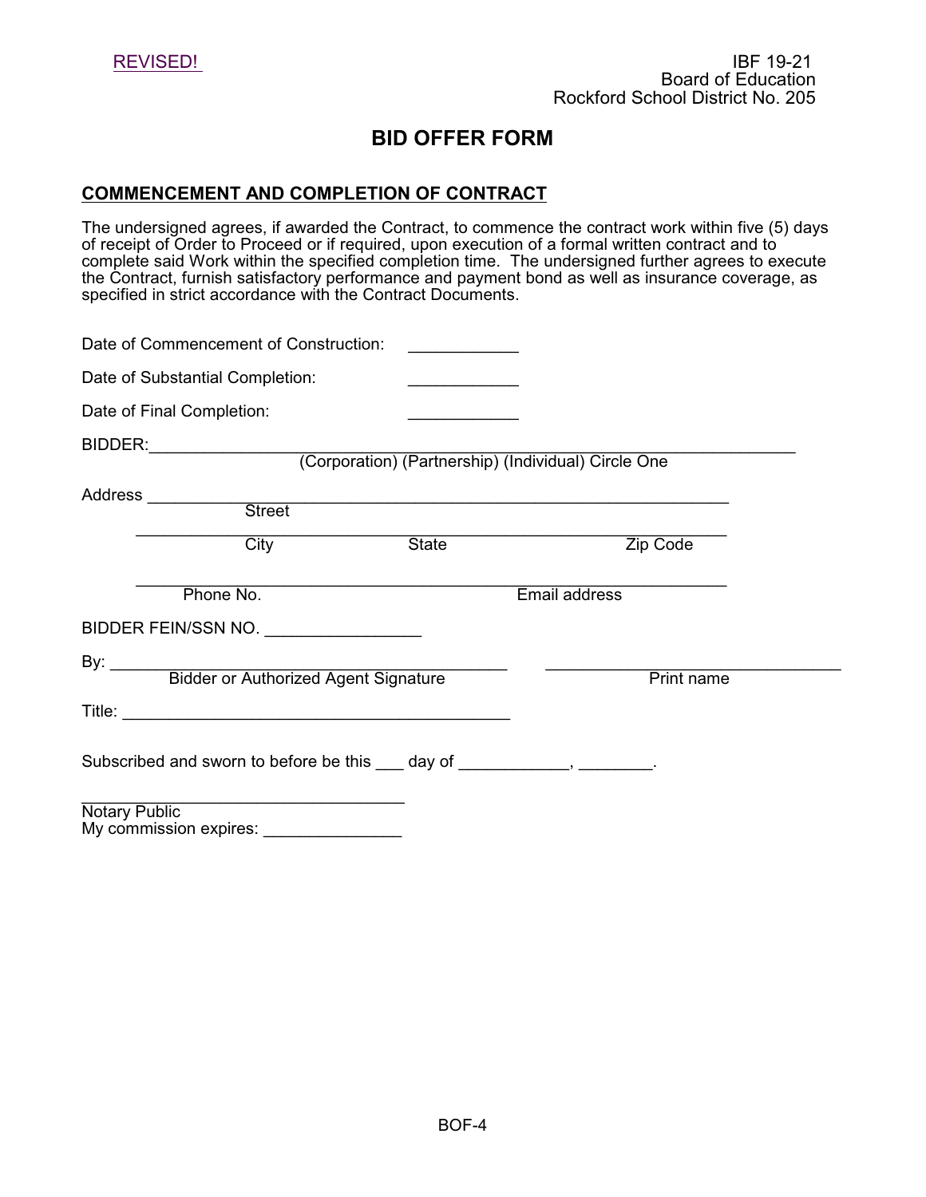REVISED!

IBF 19-21
Board of Education
Rockford School District No. 205

# BID OFFER FORM

## COMMENCEMENT AND COMPLETION OF CONTRACT

The undersigned agrees, if awarded the Contract, to commence the contract work within five (5) days of receipt of Order to Proceed or if required, upon execution of a formal written contract and to complete said Work within the specified completion time. The undersigned further agrees to execute the Contract, furnish satisfactory performance and payment bond as well as insurance coverage, as specified in strict accordance with the Contract Documents.

Date of Commencement of Construction: ____________

Date of Substantial Completion: ____________

Date of Final Completion: ____________

BIDDER:______________________________________________________________________
(Corporation) (Partnership) (Individual) Circle One

Address ________________________________________________________________
Street

________________________________________________________________
City State Zip Code

________________________________________________________________
Phone No. Email address

BIDDER FEIN/SSN NO. _________________

By: ___________________________________________ _________________________________
Bidder or Authorized Agent Signature Print name

Title: __________________________________________

Subscribed and sworn to before be this ___ day of ____________, ________.

___________________________________
Notary Public
My commission expires: _______________

BOF-4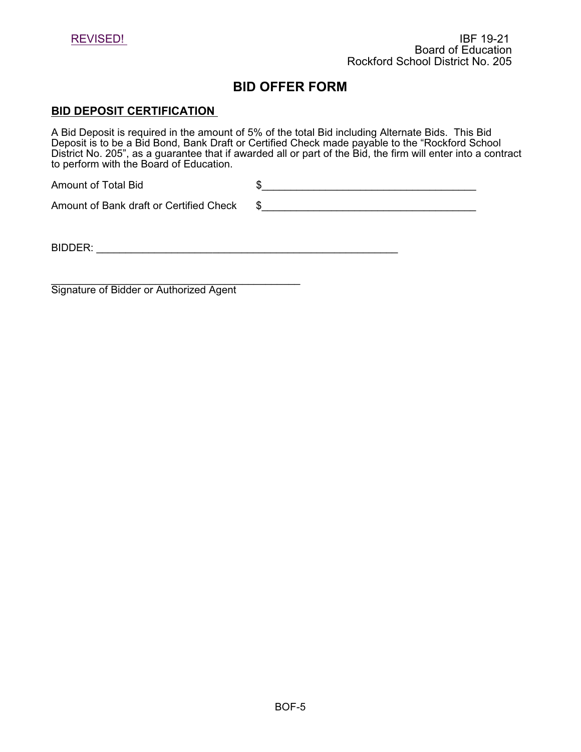REVISED!

IBF 19-21
Board of Education
Rockford School District No. 205

# BID OFFER FORM

## BID DEPOSIT CERTIFICATION

A Bid Deposit is required in the amount of 5% of the total Bid including Alternate Bids. This Bid Deposit is to be a Bid Bond, Bank Draft or Certified Check made payable to the "Rockford School District No. 205", as a guarantee that if awarded all or part of the Bid, the firm will enter into a contract to perform with the Board of Education.

Amount of Total Bid $_____________________________________

Amount of Bank draft or Certified Check $_____________________________________

BIDDER: _____________________________________________________

_____________________________________________
Signature of Bidder or Authorized Agent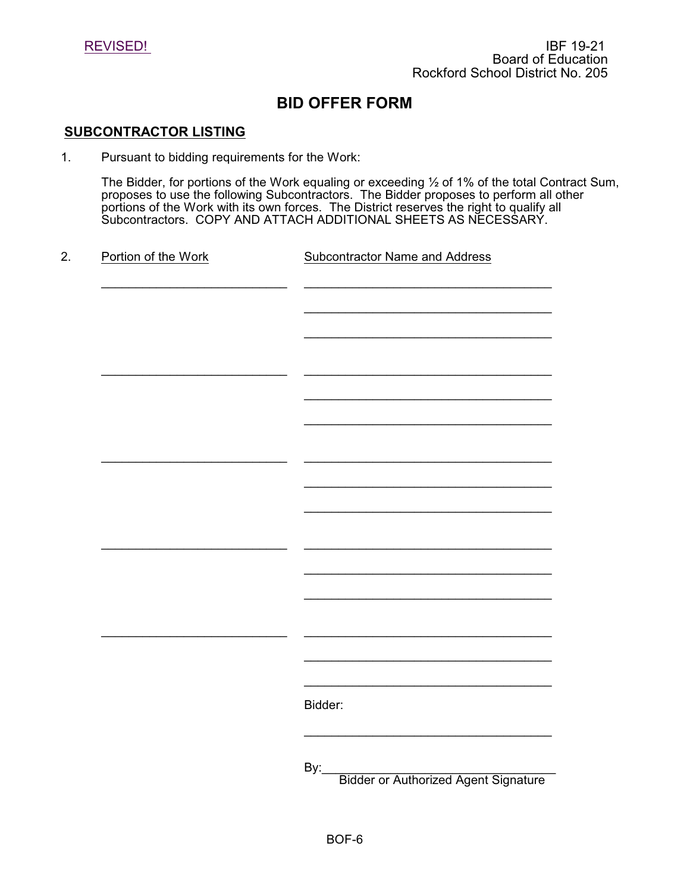REVISED!

IBF 19-21
Board of Education
Rockford School District No. 205

# BID OFFER FORM

## SUBCONTRACTOR LISTING

1. Pursuant to bidding requirements for the Work:

   The Bidder, for portions of the Work equaling or exceeding ½ of 1% of the total Contract Sum, proposes to use the following Subcontractors. The Bidder proposes to perform all other portions of the Work with its own forces. The District reserves the right to qualify all Subcontractors. COPY AND ATTACH ADDITIONAL SHEETS AS NECESSARY.

2. Portion of the Work / Subcontractor Name and Address

| Portion of the Work | Subcontractor Name and Address |
|---|---|
| ____________________________ | ____________________________________ |
| | ____________________________________ |
| | ____________________________________ |
| ____________________________ | ____________________________________ |
| | ____________________________________ |
| | ____________________________________ |
| ____________________________ | ____________________________________ |
| | ____________________________________ |
| | ____________________________________ |
| ____________________________ | ____________________________________ |
| | ____________________________________ |
| | ____________________________________ |
| ____________________________ | ____________________________________ |
| | ____________________________________ |
| | ____________________________________ |

Bidder:

____________________________________

By:____________________________________
Bidder or Authorized Agent Signature

BOF-6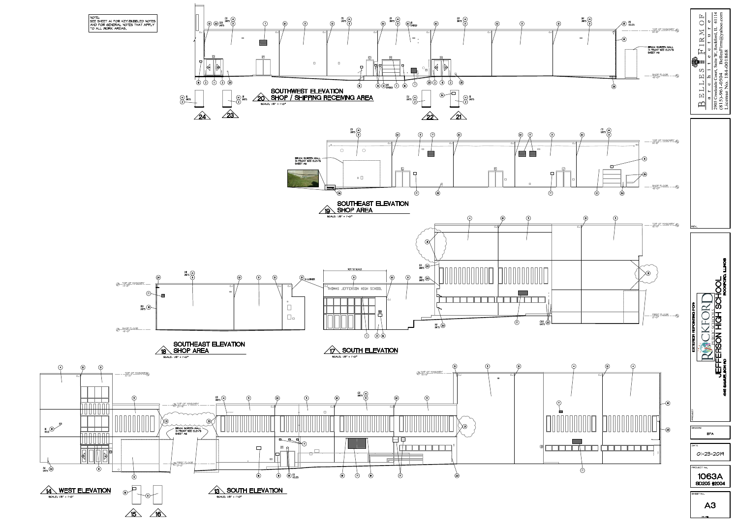NOTE:
SEE SHEET A1 FOR KEY/BUBBLED NOTES AND FOR GENERAL NOTES THAT APPLY TO ALL WORK AREAS.

TOP OF MASONRY

SHOP FLOOR

BRICK SCREEN WALL IN FRONT SEE ELEV'S SHEET A6

20 SOUTHWEST ELEVATION SHOP / SHIPPING RECEIVING AREA

SCALE: 1/8" = 1'-0"

24 23 22 21

19 SOUTHEAST ELEVATION SHOP AREA

SCALE: 1/8" = 1'-0"

18 SOUTHEAST ELEVATION SHOP AREA

SCALE: 1/8" = 1'-0"

NOT TO SCALE

THOMAS JEFFERSON HIGH SCHOOL

IN CORNER

17 SOUTH ELEVATION

SCALE: 1/8" = 1'-0"

FIRST FLOOR

14 WEST ELEVATION

SCALE: 1/8" = 1'-0"

15 16

13 SOUTH ELEVATION

SCALE: 1/8" = 1'-0"

BELLES FIRM OF architecture
2905 Creekside Court, Suite 'B', Rockford, IL 61114
(815)-961-0504 BellesFirm@yahoo.com
License No. 184-001868

REV.

EXTERIOR REPOINTING FOR:
ROCKFORD PUBLIC SCHOOLS
JEFFERSON HIGH SCHOOL
4145 SAMUELSON RD
ROCKFORD, ILLINOIS

DRAWN: BFA

DATE: 01-23-2019

PROJECT No. 1063A
SD205 #2004

SHEET No. A3